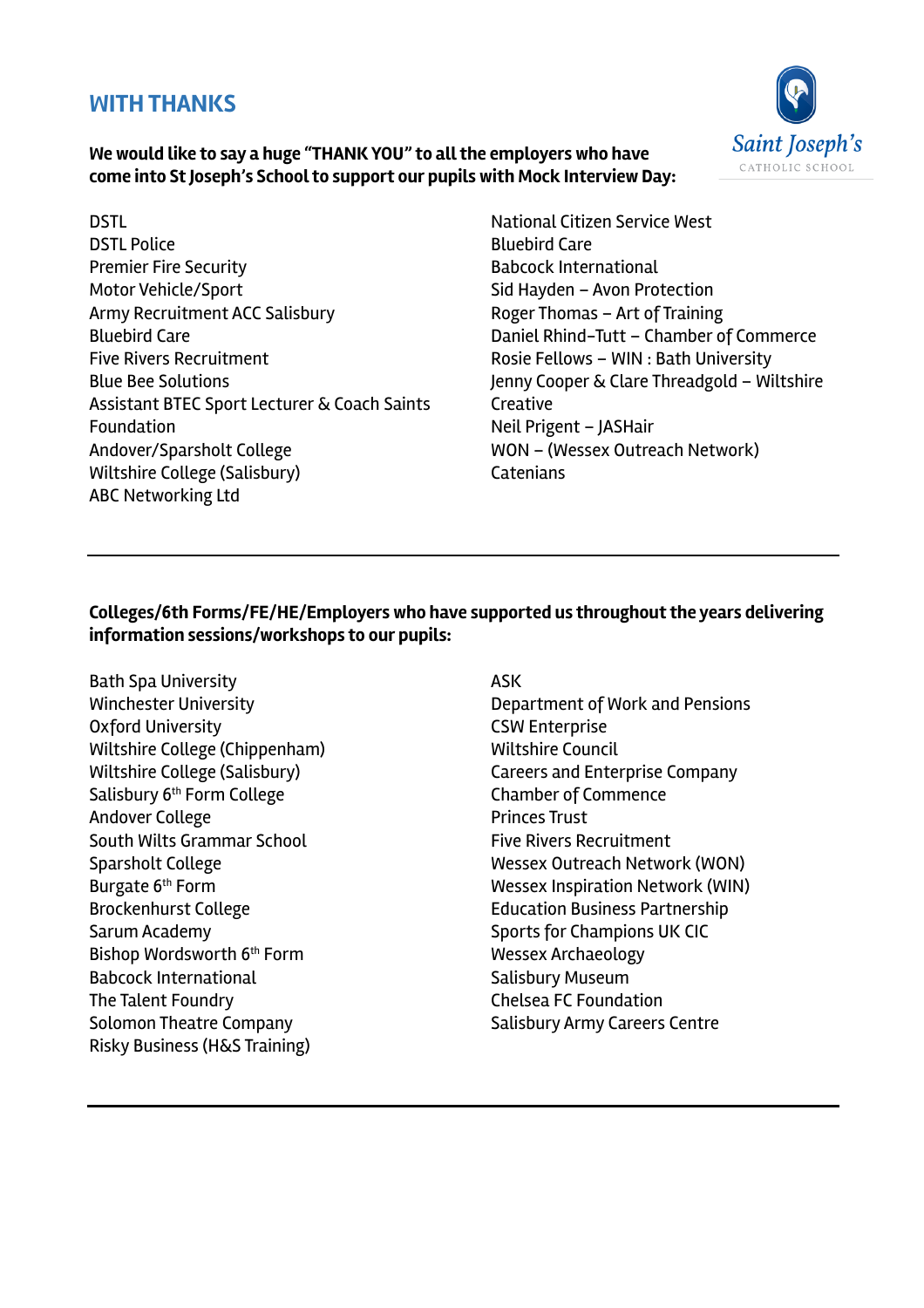## WITH THANKS

**We would like to say a huge "THANK YOU" to all the employers who have come into St Joseph's School to support our pupils with Mock Interview Day:**

DSTL
DSTL Police
Premier Fire Security
Motor Vehicle/Sport
Army Recruitment ACC Salisbury
Bluebird Care
Five Rivers Recruitment
Blue Bee Solutions
Assistant BTEC Sport Lecturer & Coach Saints Foundation
Andover/Sparsholt College
Wiltshire College (Salisbury)
ABC Networking Ltd
National Citizen Service West
Bluebird Care
Babcock International
Sid Hayden – Avon Protection
Roger Thomas – Art of Training
Daniel Rhind-Tutt – Chamber of Commerce
Rosie Fellows – WIN : Bath University
Jenny Cooper & Clare Threadgold – Wiltshire Creative
Neil Prigent – JASHair
WON – (Wessex Outreach Network)
Catenians

---

**Colleges/6th Forms/FE/HE/Employers who have supported us throughout the years delivering information sessions/workshops to our pupils:**

Bath Spa University
Winchester University
Oxford University
Wiltshire College (Chippenham)
Wiltshire College (Salisbury)
Salisbury 6th Form College
Andover College
South Wilts Grammar School
Sparsholt College
Burgate 6th Form
Brockenhurst College
Sarum Academy
Bishop Wordsworth 6th Form
Babcock International
The Talent Foundry
Solomon Theatre Company
Risky Business (H&S Training)
ASK
Department of Work and Pensions
CSW Enterprise
Wiltshire Council
Careers and Enterprise Company
Chamber of Commence
Princes Trust
Five Rivers Recruitment
Wessex Outreach Network (WON)
Wessex Inspiration Network (WIN)
Education Business Partnership
Sports for Champions UK CIC
Wessex Archaeology
Salisbury Museum
Chelsea FC Foundation
Salisbury Army Careers Centre

---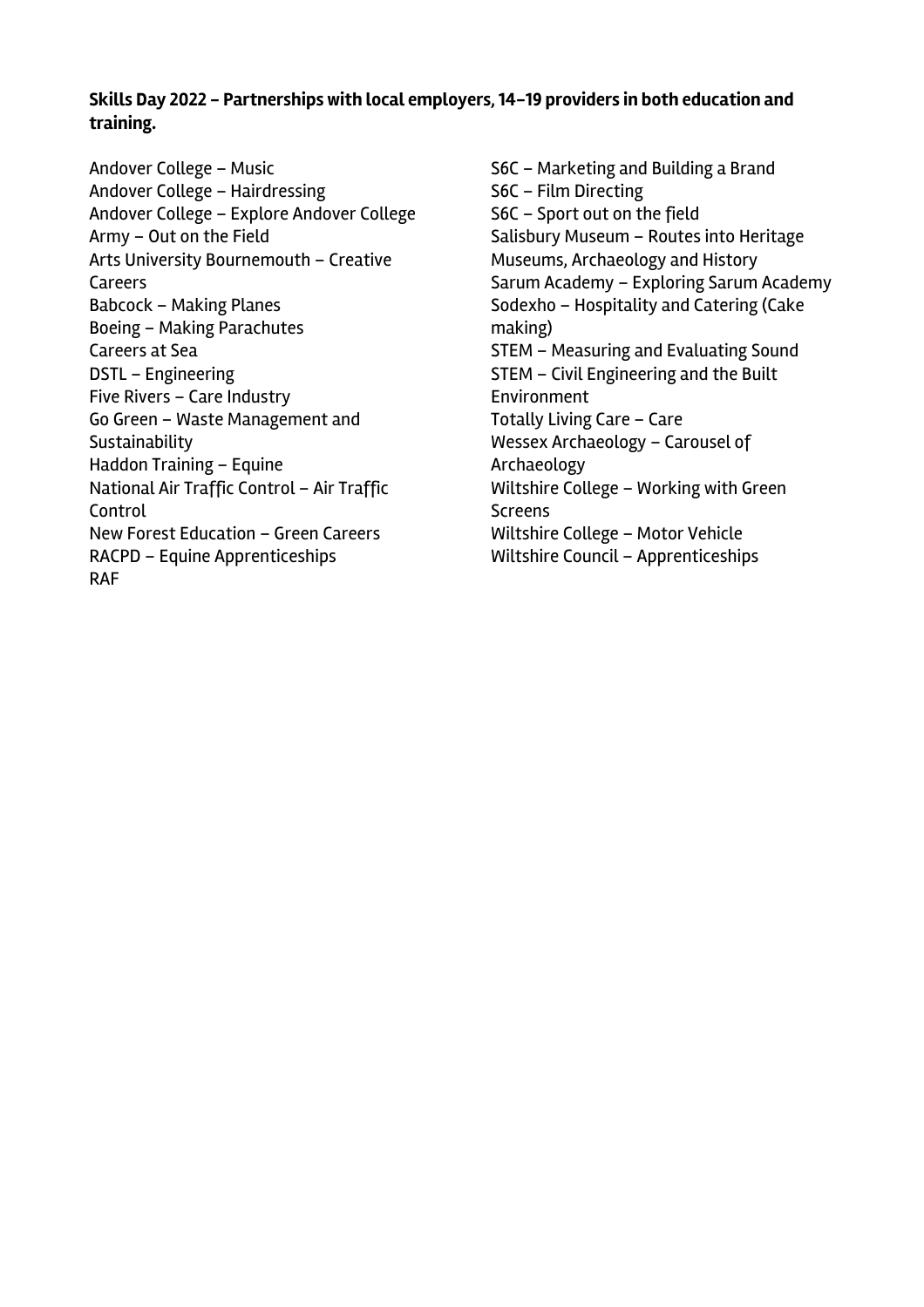**Skills Day 2022 – Partnerships with local employers, 14–19 providers in both education and training.**

Andover College – Music
Andover College – Hairdressing
Andover College – Explore Andover College
Army – Out on the Field
Arts University Bournemouth – Creative Careers
Babcock – Making Planes
Boeing – Making Parachutes
Careers at Sea
DSTL – Engineering
Five Rivers – Care Industry
Go Green – Waste Management and Sustainability
Haddon Training – Equine
National Air Traffic Control – Air Traffic Control
New Forest Education – Green Careers
RACPD – Equine Apprenticeships
RAF
S6C – Marketing and Building a Brand
S6C – Film Directing
S6C – Sport out on the field
Salisbury Museum – Routes into Heritage Museums, Archaeology and History
Sarum Academy – Exploring Sarum Academy
Sodexho – Hospitality and Catering (Cake making)
STEM – Measuring and Evaluating Sound
STEM – Civil Engineering and the Built Environment
Totally Living Care – Care
Wessex Archaeology – Carousel of Archaeology
Wiltshire College – Working with Green Screens
Wiltshire College – Motor Vehicle
Wiltshire Council – Apprenticeships